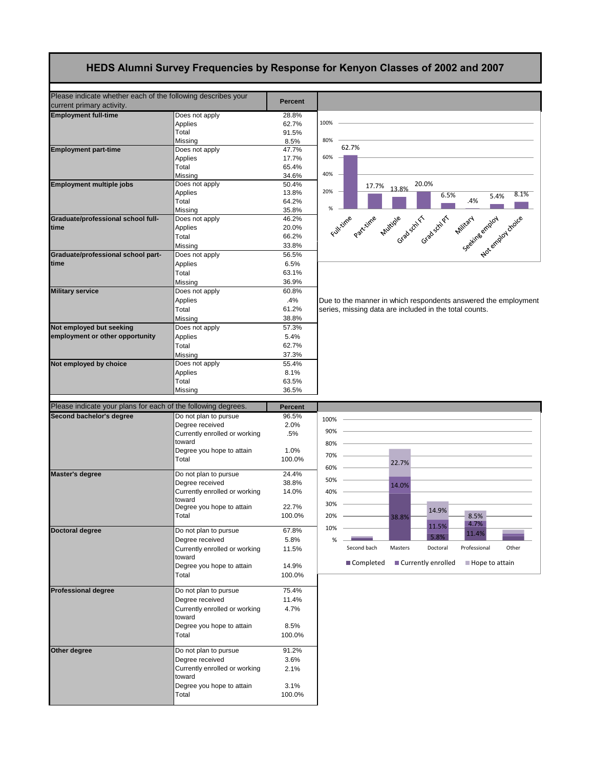# HEDS Alumni Survey Frequencies by Response for Kenyon Classes of 2002 and 2007

| Please indicate whether each of the following describes your current primary activity. | | Percent |
|---|---|---|
| **Employment full-time** | Does not apply | 28.8% |
| | Applies | 62.7% |
| | Total | 91.5% |
| | Missing | 8.5% |
| **Employment part-time** | Does not apply | 47.7% |
| | Applies | 17.7% |
| | Total | 65.4% |
| | Missing | 34.6% |
| **Employment multiple jobs** | Does not apply | 50.4% |
| | Applies | 13.8% |
| | Total | 64.2% |
| | Missing | 35.8% |
| **Graduate/professional school full-time** | Does not apply | 46.2% |
| | Applies | 20.0% |
| | Total | 66.2% |
| | Missing | 33.8% |
| **Graduate/professional school part-time** | Does not apply | 56.5% |
| | Applies | 6.5% |
| | Total | 63.1% |
| | Missing | 36.9% |
| **Military service** | Does not apply | 60.8% |
| | Applies | .4% |
| | Total | 61.2% |
| | Missing | 38.8% |
| **Not employed but seeking employment or other opportunity** | Does not apply | 57.3% |
| | Applies | 5.4% |
| | Total | 62.7% |
| | Missing | 37.3% |
| **Not employed by choice** | Does not apply | 55.4% |
| | Applies | 8.1% |
| | Total | 63.5% |
| | Missing | 36.5% |

| Full-time | Part-time | Multiple | Grad schl FT | Grad schl PT | Military | Seeking employ | Not employ choice |
|---|---|---|---|---|---|---|---|
| 62.7% | 17.7% | 13.8% | 20.0% | 6.5% | .4% | 5.4% | 8.1% |

Due to the manner in which respondents answered the employment series, missing data are included in the total counts.

| Please indicate your plans for each of the following degrees. | | Percent |
|---|---|---|
| **Second bachelor's degree** | Do not plan to pursue | 96.5% |
| | Degree received | 2.0% |
| | Currently enrolled or working toward | .5% |
| | Degree you hope to attain | 1.0% |
| | Total | 100.0% |
| **Master's degree** | Do not plan to pursue | 24.4% |
| | Degree received | 38.8% |
| | Currently enrolled or working toward | 14.0% |
| | Degree you hope to attain | 22.7% |
| | Total | 100.0% |
| **Doctoral degree** | Do not plan to pursue | 67.8% |
| | Degree received | 5.8% |
| | Currently enrolled or working toward | 11.5% |
| | Degree you hope to attain | 14.9% |
| | Total | 100.0% |
| **Professional degree** | Do not plan to pursue | 75.4% |
| | Degree received | 11.4% |
| | Currently enrolled or working toward | 4.7% |
| | Degree you hope to attain | 8.5% |
| | Total | 100.0% |
| **Other degree** | Do not plan to pursue | 91.2% |
| | Degree received | 3.6% |
| | Currently enrolled or working toward | 2.1% |
| | Degree you hope to attain | 3.1% |
| | Total | 100.0% |

| | Second bach | Masters | Doctoral | Professional | Other |
|---|---|---|---|---|---|
| Completed | | 38.8% | 5.8% | 11.4% | |
| Currently enrolled | | 14.0% | 11.5% | 4.7% | |
| Hope to attain | | 22.7% | 14.9% | 8.5% | |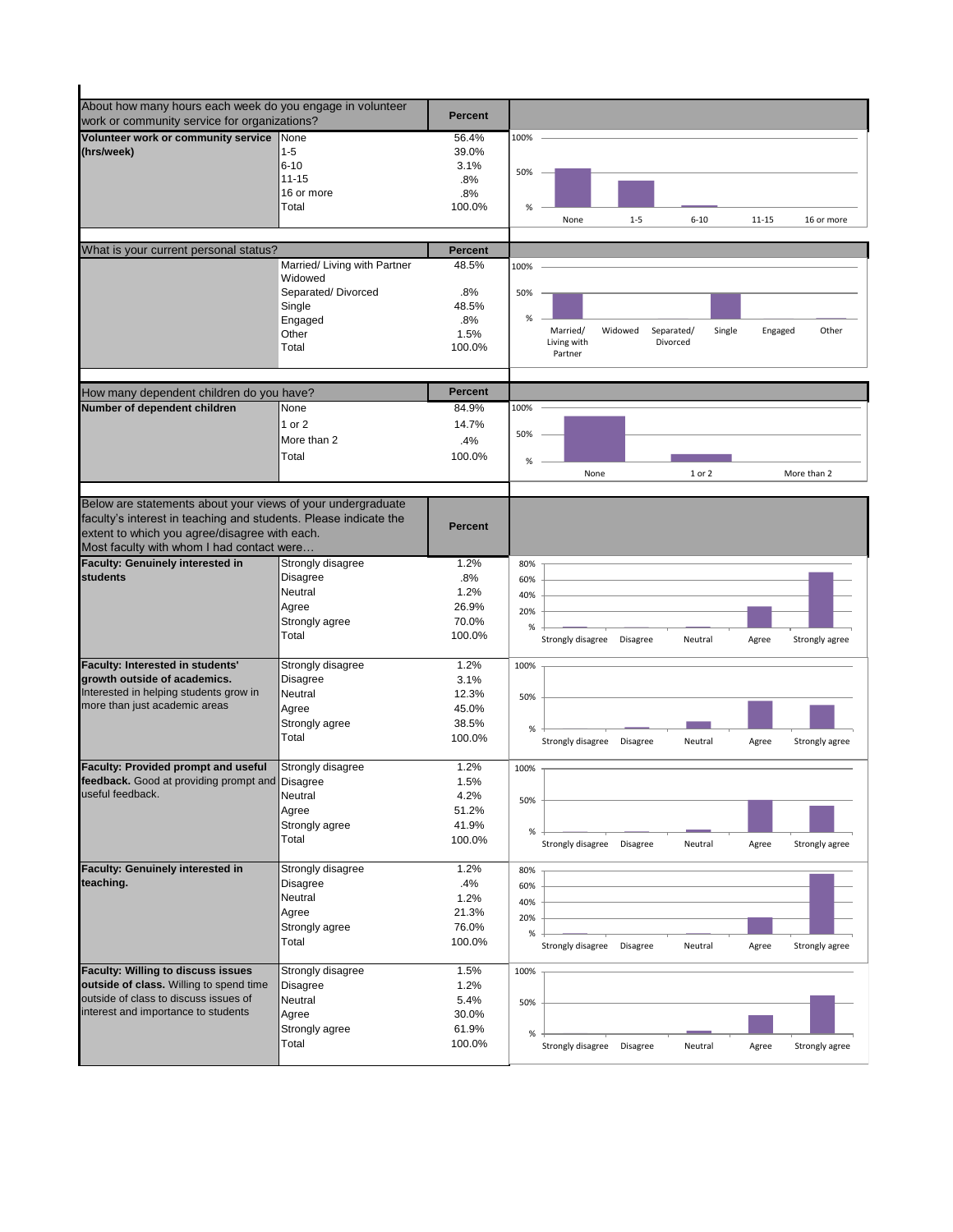| About how many hours each week do you engage in volunteer work or community service for organizations? | | Percent |
|---|---|---|
| **Volunteer work or community service (hrs/week)** | None | 56.4% |
| | 1-5 | 39.0% |
| | 6-10 | 3.1% |
| | 11-15 | .8% |
| | 16 or more | .8% |
| | Total | 100.0% |

| What is your current personal status? | | Percent |
|---|---|---|
| | Married/ Living with Partner | 48.5% |
| | Widowed | |
| | Separated/ Divorced | .8% |
| | Single | 48.5% |
| | Engaged | .8% |
| | Other | 1.5% |
| | Total | 100.0% |

| How many dependent children do you have? | | Percent |
|---|---|---|
| **Number of dependent children** | None | 84.9% |
| | 1 or 2 | 14.7% |
| | More than 2 | .4% |
| | Total | 100.0% |

| Below are statements about your views of your undergraduate faculty's interest in teaching and students. Please indicate the extent to which you agree/disagree with each. Most faculty with whom I had contact were… | | Percent |
|---|---|---|
| **Faculty: Genuinely interested in students** | Strongly disagree | 1.2% |
| | Disagree | .8% |
| | Neutral | 1.2% |
| | Agree | 26.9% |
| | Strongly agree | 70.0% |
| | Total | 100.0% |
| **Faculty: Interested in students' growth outside of academics.** Interested in helping students grow in more than just academic areas | Strongly disagree | 1.2% |
| | Disagree | 3.1% |
| | Neutral | 12.3% |
| | Agree | 45.0% |
| | Strongly agree | 38.5% |
| | Total | 100.0% |
| **Faculty: Provided prompt and useful feedback.** Good at providing prompt and useful feedback. | Strongly disagree | 1.2% |
| | Disagree | 1.5% |
| | Neutral | 4.2% |
| | Agree | 51.2% |
| | Strongly agree | 41.9% |
| | Total | 100.0% |
| **Faculty: Genuinely interested in teaching.** | Strongly disagree | 1.2% |
| | Disagree | .4% |
| | Neutral | 1.2% |
| | Agree | 21.3% |
| | Strongly agree | 76.0% |
| | Total | 100.0% |
| **Faculty: Willing to discuss issues outside of class.** Willing to spend time outside of class to discuss issues of interest and importance to students | Strongly disagree | 1.5% |
| | Disagree | 1.2% |
| | Neutral | 5.4% |
| | Agree | 30.0% |
| | Strongly agree | 61.9% |
| | Total | 100.0% |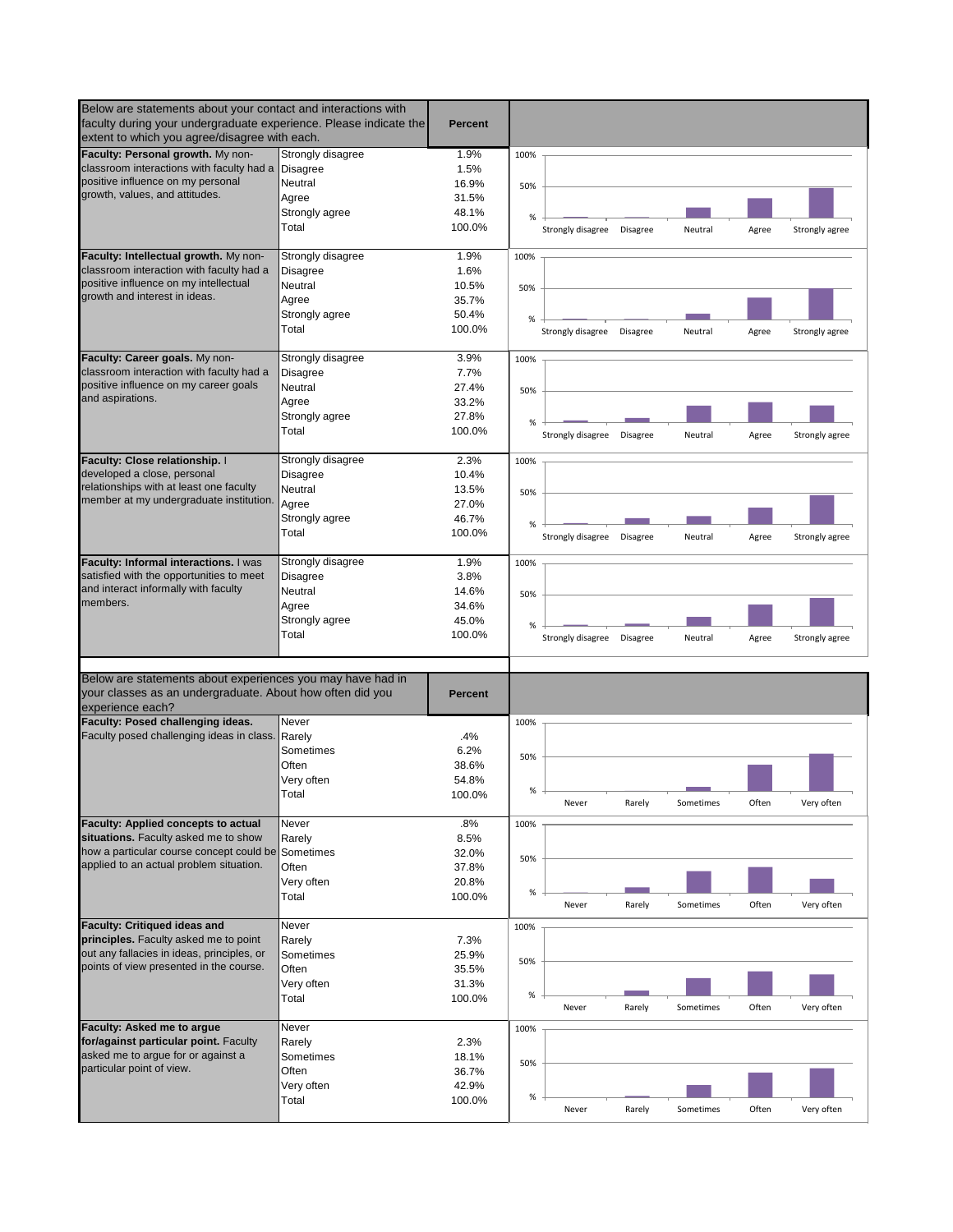| Below are statements about your contact and interactions with faculty during your undergraduate experience. Please indicate the extent to which you agree/disagree with each. | | Percent |
|---|---|---|
| **Faculty: Personal growth.** My non-classroom interactions with faculty had a positive influence on my personal growth, values, and attitudes. | Strongly disagree | 1.9% |
| | Disagree | 1.5% |
| | Neutral | 16.9% |
| | Agree | 31.5% |
| | Strongly agree | 48.1% |
| | Total | 100.0% |
| **Faculty: Intellectual growth.** My non-classroom interaction with faculty had a positive influence on my intellectual growth and interest in ideas. | Strongly disagree | 1.9% |
| | Disagree | 1.6% |
| | Neutral | 10.5% |
| | Agree | 35.7% |
| | Strongly agree | 50.4% |
| | Total | 100.0% |
| **Faculty: Career goals.** My non-classroom interaction with faculty had a positive influence on my career goals and aspirations. | Strongly disagree | 3.9% |
| | Disagree | 7.7% |
| | Neutral | 27.4% |
| | Agree | 33.2% |
| | Strongly agree | 27.8% |
| | Total | 100.0% |
| **Faculty: Close relationship.** I developed a close, personal relationships with at least one faculty member at my undergraduate institution. | Strongly disagree | 2.3% |
| | Disagree | 10.4% |
| | Neutral | 13.5% |
| | Agree | 27.0% |
| | Strongly agree | 46.7% |
| | Total | 100.0% |
| **Faculty: Informal interactions.** I was satisfied with the opportunities to meet and interact informally with faculty members. | Strongly disagree | 1.9% |
| | Disagree | 3.8% |
| | Neutral | 14.6% |
| | Agree | 34.6% |
| | Strongly agree | 45.0% |
| | Total | 100.0% |

| Below are statements about experiences you may have had in your classes as an undergraduate. About how often did you experience each? | | Percent |
|---|---|---|
| **Faculty: Posed challenging ideas.** Faculty posed challenging ideas in class. | Never | |
| | Rarely | .4% |
| | Sometimes | 6.2% |
| | Often | 38.6% |
| | Very often | 54.8% |
| | Total | 100.0% |
| **Faculty: Applied concepts to actual situations.** Faculty asked me to show how a particular course concept could be applied to an actual problem situation. | Never | .8% |
| | Rarely | 8.5% |
| | Sometimes | 32.0% |
| | Often | 37.8% |
| | Very often | 20.8% |
| | Total | 100.0% |
| **Faculty: Critiqued ideas and principles.** Faculty asked me to point out any fallacies in ideas, principles, or points of view presented in the course. | Never | |
| | Rarely | 7.3% |
| | Sometimes | 25.9% |
| | Often | 35.5% |
| | Very often | 31.3% |
| | Total | 100.0% |
| **Faculty: Asked me to argue for/against particular point.** Faculty asked me to argue for or against a particular point of view. | Never | |
| | Rarely | 2.3% |
| | Sometimes | 18.1% |
| | Often | 36.7% |
| | Very often | 42.9% |
| | Total | 100.0% |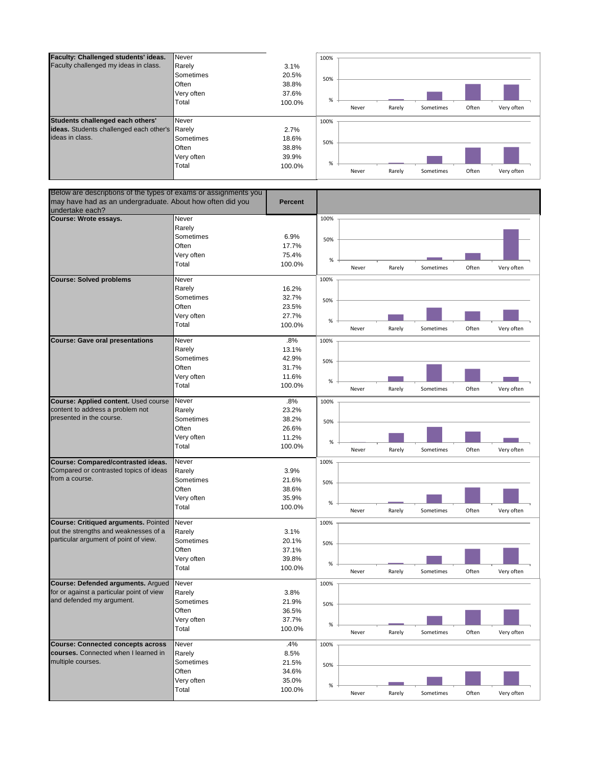| Item | Response | Percent |
|---|---|---|
| **Faculty: Challenged students' ideas.** Faculty challenged my ideas in class. | Never | |
| | Rarely | 3.1% |
| | Sometimes | 20.5% |
| | Often | 38.8% |
| | Very often | 37.6% |
| | Total | 100.0% |
| **Students challenged each others' ideas.** Students challenged each other's ideas in class. | Never | |
| | Rarely | 2.7% |
| | Sometimes | 18.6% |
| | Often | 38.8% |
| | Very often | 39.9% |
| | Total | 100.0% |

| Below are descriptions of the types of exams or assignments you may have had as an undergraduate. About how often did you undertake each? | | Percent |
|---|---|---|
| **Course: Wrote essays.** | Never | |
| | Rarely | |
| | Sometimes | 6.9% |
| | Often | 17.7% |
| | Very often | 75.4% |
| | Total | 100.0% |
| **Course: Solved problems** | Never | |
| | Rarely | 16.2% |
| | Sometimes | 32.7% |
| | Often | 23.5% |
| | Very often | 27.7% |
| | Total | 100.0% |
| **Course: Gave oral presentations** | Never | .8% |
| | Rarely | 13.1% |
| | Sometimes | 42.9% |
| | Often | 31.7% |
| | Very often | 11.6% |
| | Total | 100.0% |
| **Course: Applied content.** Used course content to address a problem not presented in the course. | Never | .8% |
| | Rarely | 23.2% |
| | Sometimes | 38.2% |
| | Often | 26.6% |
| | Very often | 11.2% |
| | Total | 100.0% |
| **Course: Compared/contrasted ideas.** Compared or contrasted topics of ideas from a course. | Never | |
| | Rarely | 3.9% |
| | Sometimes | 21.6% |
| | Often | 38.6% |
| | Very often | 35.9% |
| | Total | 100.0% |
| **Course: Critiqued arguments.** Pointed out the strengths and weaknesses of a particular argument of point of view. | Never | |
| | Rarely | 3.1% |
| | Sometimes | 20.1% |
| | Often | 37.1% |
| | Very often | 39.8% |
| | Total | 100.0% |
| **Course: Defended arguments.** Argued for or against a particular point of view and defended my argument. | Never | |
| | Rarely | 3.8% |
| | Sometimes | 21.9% |
| | Often | 36.5% |
| | Very often | 37.7% |
| | Total | 100.0% |
| **Course: Connected concepts across courses.** Connected when I learned in multiple courses. | Never | .4% |
| | Rarely | 8.5% |
| | Sometimes | 21.5% |
| | Often | 34.6% |
| | Very often | 35.0% |
| | Total | 100.0% |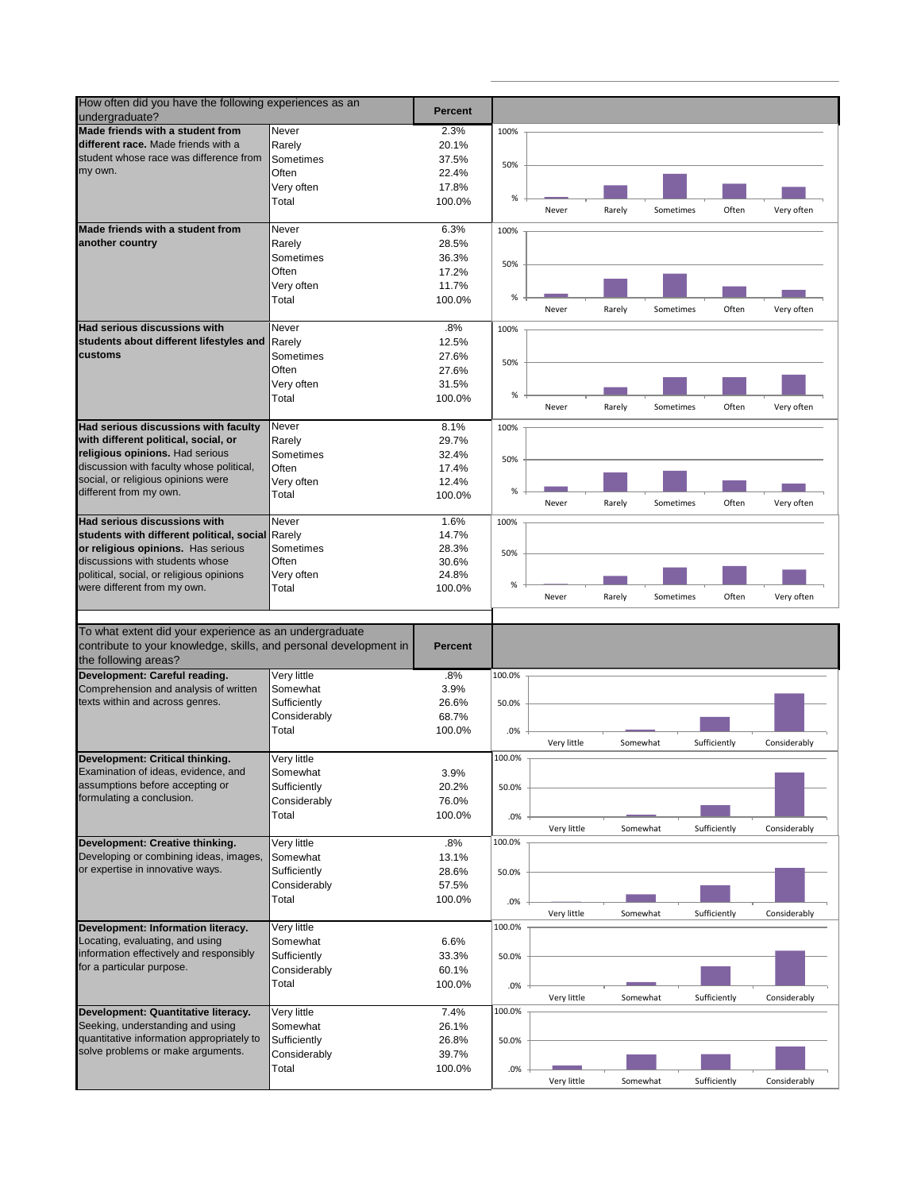| How often did you have the following experiences as an undergraduate? | | Percent |
|---|---|---|
| **Made friends with a student from different race.** Made friends with a student whose race was difference from my own. | Never | 2.3% |
| | Rarely | 20.1% |
| | Sometimes | 37.5% |
| | Often | 22.4% |
| | Very often | 17.8% |
| | Total | 100.0% |
| **Made friends with a student from another country** | Never | 6.3% |
| | Rarely | 28.5% |
| | Sometimes | 36.3% |
| | Often | 17.2% |
| | Very often | 11.7% |
| | Total | 100.0% |
| **Had serious discussions with students about different lifestyles and customs** | Never | .8% |
| | Rarely | 12.5% |
| | Sometimes | 27.6% |
| | Often | 27.6% |
| | Very often | 31.5% |
| | Total | 100.0% |
| **Had serious discussions with faculty with different political, social, or religious opinions.** Had serious discussion with faculty whose political, social, or religious opinions were different from my own. | Never | 8.1% |
| | Rarely | 29.7% |
| | Sometimes | 32.4% |
| | Often | 17.4% |
| | Very often | 12.4% |
| | Total | 100.0% |
| **Had serious discussions with students with different political, social or religious opinions.** Has serious discussions with students whose political, social, or religious opinions were different from my own. | Never | 1.6% |
| | Rarely | 14.7% |
| | Sometimes | 28.3% |
| | Often | 30.6% |
| | Very often | 24.8% |
| | Total | 100.0% |

| To what extent did your experience as an undergraduate contribute to your knowledge, skills, and personal development in the following areas? | | Percent |
|---|---|---|
| **Development: Careful reading.** Comprehension and analysis of written texts within and across genres. | Very little | .8% |
| | Somewhat | 3.9% |
| | Sufficiently | 26.6% |
| | Considerably | 68.7% |
| | Total | 100.0% |
| **Development: Critical thinking.** Examination of ideas, evidence, and assumptions before accepting or formulating a conclusion. | Very little | |
| | Somewhat | 3.9% |
| | Sufficiently | 20.2% |
| | Considerably | 76.0% |
| | Total | 100.0% |
| **Development: Creative thinking.** Developing or combining ideas, images, or expertise in innovative ways. | Very little | .8% |
| | Somewhat | 13.1% |
| | Sufficiently | 28.6% |
| | Considerably | 57.5% |
| | Total | 100.0% |
| **Development: Information literacy.** Locating, evaluating, and using information effectively and responsibly for a particular purpose. | Very little | |
| | Somewhat | 6.6% |
| | Sufficiently | 33.3% |
| | Considerably | 60.1% |
| | Total | 100.0% |
| **Development: Quantitative literacy.** Seeking, understanding and using quantitative information appropriately to solve problems or make arguments. | Very little | 7.4% |
| | Somewhat | 26.1% |
| | Sufficiently | 26.8% |
| | Considerably | 39.7% |
| | Total | 100.0% |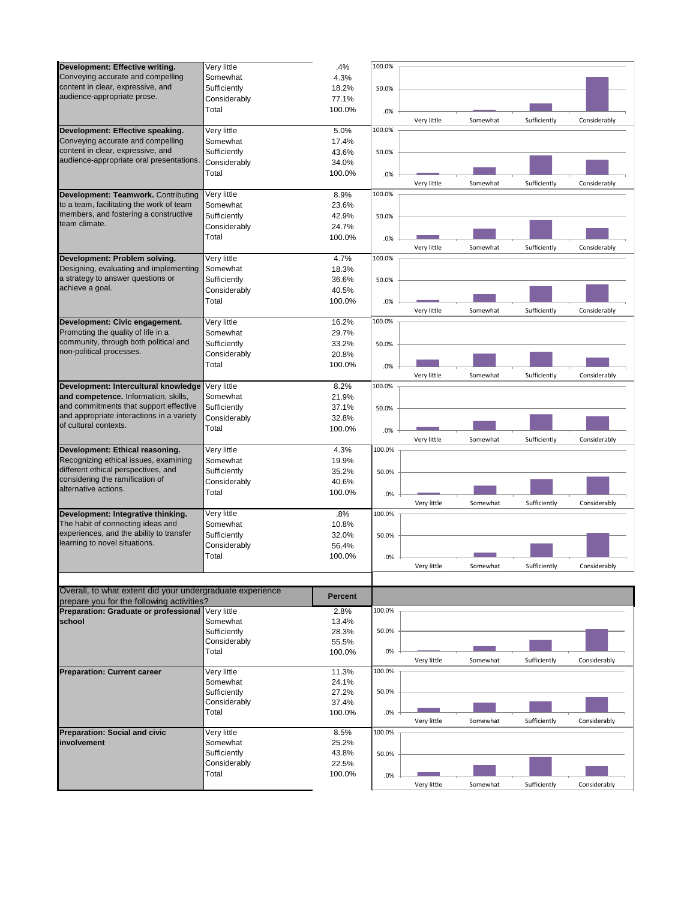| Item | Response | Percent |
|---|---|---|
| **Development: Effective writing.** Conveying accurate and compelling content in clear, expressive, and audience-appropriate prose. | Very little | .4% |
| | Somewhat | 4.3% |
| | Sufficiently | 18.2% |
| | Considerably | 77.1% |
| | Total | 100.0% |
| **Development: Effective speaking.** Conveying accurate and compelling content in clear, expressive, and audience-appropriate oral presentations. | Very little | 5.0% |
| | Somewhat | 17.4% |
| | Sufficiently | 43.6% |
| | Considerably | 34.0% |
| | Total | 100.0% |
| **Development: Teamwork.** Contributing to a team, facilitating the work of team members, and fostering a constructive team climate. | Very little | 8.9% |
| | Somewhat | 23.6% |
| | Sufficiently | 42.9% |
| | Considerably | 24.7% |
| | Total | 100.0% |
| **Development: Problem solving.** Designing, evaluating and implementing a strategy to answer questions or achieve a goal. | Very little | 4.7% |
| | Somewhat | 18.3% |
| | Sufficiently | 36.6% |
| | Considerably | 40.5% |
| | Total | 100.0% |
| **Development: Civic engagement.** Promoting the quality of life in a community, through both political and non-political processes. | Very little | 16.2% |
| | Somewhat | 29.7% |
| | Sufficiently | 33.2% |
| | Considerably | 20.8% |
| | Total | 100.0% |
| **Development: Intercultural knowledge and competence.** Information, skills, and commitments that support effective and appropriate interactions in a variety of cultural contexts. | Very little | 8.2% |
| | Somewhat | 21.9% |
| | Sufficiently | 37.1% |
| | Considerably | 32.8% |
| | Total | 100.0% |
| **Development: Ethical reasoning.** Recognizing ethical issues, examining different ethical perspectives, and considering the ramification of alternative actions. | Very little | 4.3% |
| | Somewhat | 19.9% |
| | Sufficiently | 35.2% |
| | Considerably | 40.6% |
| | Total | 100.0% |
| **Development: Integrative thinking.** The habit of connecting ideas and experiences, and the ability to transfer learning to novel situations. | Very little | .8% |
| | Somewhat | 10.8% |
| | Sufficiently | 32.0% |
| | Considerably | 56.4% |
| | Total | 100.0% |

| Overall, to what extent did your undergraduate experience prepare you for the following activities? | | Percent |
|---|---|---|
| **Preparation: Graduate or professional school** | Very little | 2.8% |
| | Somewhat | 13.4% |
| | Sufficiently | 28.3% |
| | Considerably | 55.5% |
| | Total | 100.0% |
| **Preparation: Current career** | Very little | 11.3% |
| | Somewhat | 24.1% |
| | Sufficiently | 27.2% |
| | Considerably | 37.4% |
| | Total | 100.0% |
| **Preparation: Social and civic involvement** | Very little | 8.5% |
| | Somewhat | 25.2% |
| | Sufficiently | 43.8% |
| | Considerably | 22.5% |
| | Total | 100.0% |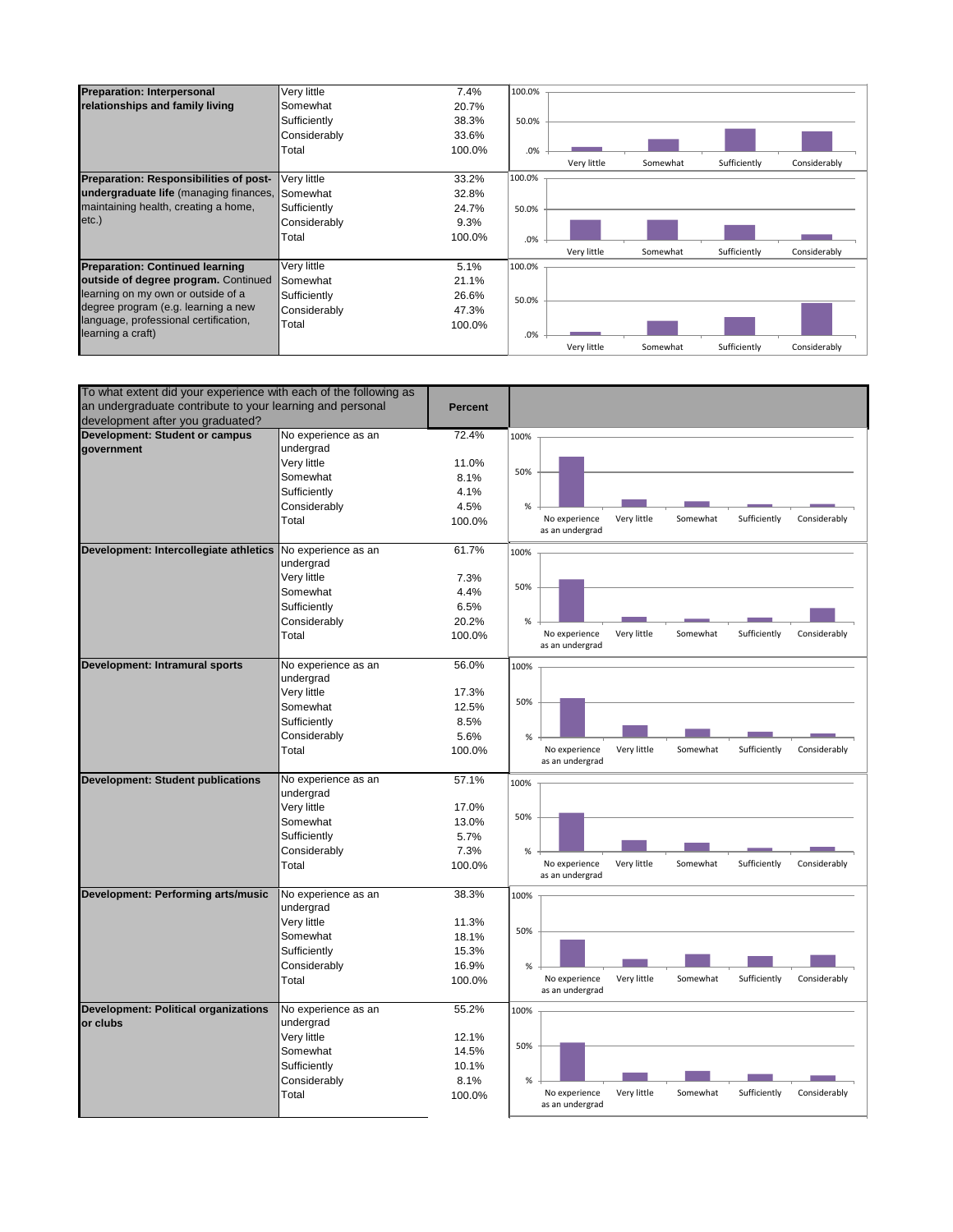| Item | Response | Percent |
|---|---|---|
| **Preparation: Interpersonal relationships and family living** | Very little | 7.4% |
| | Somewhat | 20.7% |
| | Sufficiently | 38.3% |
| | Considerably | 33.6% |
| | Total | 100.0% |
| **Preparation: Responsibilities of post-undergraduate life** (managing finances, maintaining health, creating a home, etc.) | Very little | 33.2% |
| | Somewhat | 32.8% |
| | Sufficiently | 24.7% |
| | Considerably | 9.3% |
| | Total | 100.0% |
| **Preparation: Continued learning outside of degree program.** Continued learning on my own or outside of a degree program (e.g. learning a new language, professional certification, learning a craft) | Very little | 5.1% |
| | Somewhat | 21.1% |
| | Sufficiently | 26.6% |
| | Considerably | 47.3% |
| | Total | 100.0% |

| To what extent did your experience with each of the following as an undergraduate contribute to your learning and personal development after you graduated? | | Percent |
|---|---|---|
| **Development: Student or campus government** | No experience as an undergrad | 72.4% |
| | Very little | 11.0% |
| | Somewhat | 8.1% |
| | Sufficiently | 4.1% |
| | Considerably | 4.5% |
| | Total | 100.0% |
| **Development: Intercollegiate athletics** | No experience as an undergrad | 61.7% |
| | Very little | 7.3% |
| | Somewhat | 4.4% |
| | Sufficiently | 6.5% |
| | Considerably | 20.2% |
| | Total | 100.0% |
| **Development: Intramural sports** | No experience as an undergrad | 56.0% |
| | Very little | 17.3% |
| | Somewhat | 12.5% |
| | Sufficiently | 8.5% |
| | Considerably | 5.6% |
| | Total | 100.0% |
| **Development: Student publications** | No experience as an undergrad | 57.1% |
| | Very little | 17.0% |
| | Somewhat | 13.0% |
| | Sufficiently | 5.7% |
| | Considerably | 7.3% |
| | Total | 100.0% |
| **Development: Performing arts/music** | No experience as an undergrad | 38.3% |
| | Very little | 11.3% |
| | Somewhat | 18.1% |
| | Sufficiently | 15.3% |
| | Considerably | 16.9% |
| | Total | 100.0% |
| **Development: Political organizations or clubs** | No experience as an undergrad | 55.2% |
| | Very little | 12.1% |
| | Somewhat | 14.5% |
| | Sufficiently | 10.1% |
| | Considerably | 8.1% |
| | Total | 100.0% |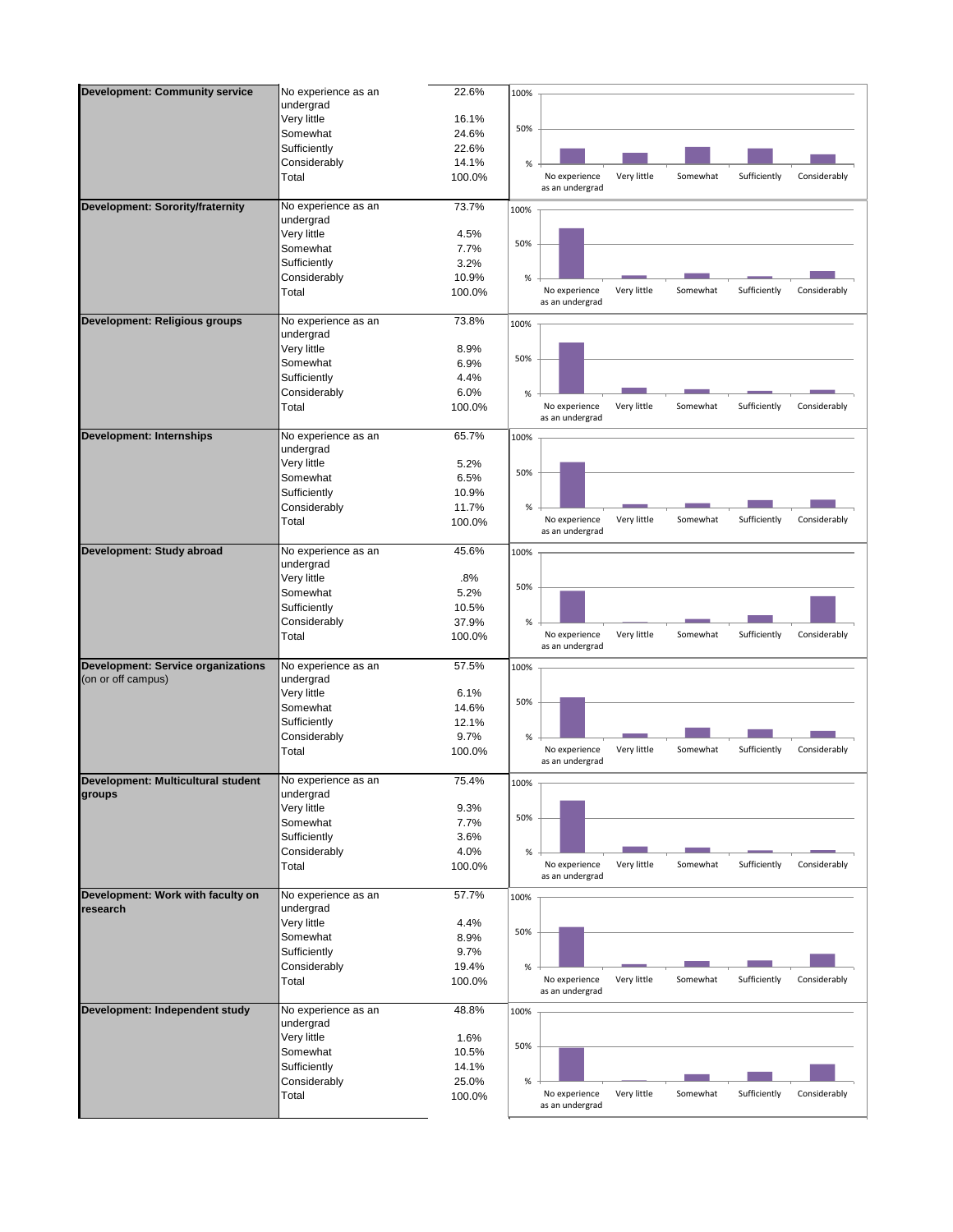| Development: Community service | | |
|---|---|---|
| | No experience as an undergrad | 22.6% |
| | Very little | 16.1% |
| | Somewhat | 24.6% |
| | Sufficiently | 22.6% |
| | Considerably | 14.1% |
| | Total | 100.0% |

| Development: Sorority/fraternity | | |
|---|---|---|
| | No experience as an undergrad | 73.7% |
| | Very little | 4.5% |
| | Somewhat | 7.7% |
| | Sufficiently | 3.2% |
| | Considerably | 10.9% |
| | Total | 100.0% |

| Development: Religious groups | | |
|---|---|---|
| | No experience as an undergrad | 73.8% |
| | Very little | 8.9% |
| | Somewhat | 6.9% |
| | Sufficiently | 4.4% |
| | Considerably | 6.0% |
| | Total | 100.0% |

| Development: Internships | | |
|---|---|---|
| | No experience as an undergrad | 65.7% |
| | Very little | 5.2% |
| | Somewhat | 6.5% |
| | Sufficiently | 10.9% |
| | Considerably | 11.7% |
| | Total | 100.0% |

| Development: Study abroad | | |
|---|---|---|
| | No experience as an undergrad | 45.6% |
| | Very little | .8% |
| | Somewhat | 5.2% |
| | Sufficiently | 10.5% |
| | Considerably | 37.9% |
| | Total | 100.0% |

| Development: Service organizations (on or off campus) | | |
|---|---|---|
| | No experience as an undergrad | 57.5% |
| | Very little | 6.1% |
| | Somewhat | 14.6% |
| | Sufficiently | 12.1% |
| | Considerably | 9.7% |
| | Total | 100.0% |

| Development: Multicultural student groups | | |
|---|---|---|
| | No experience as an undergrad | 75.4% |
| | Very little | 9.3% |
| | Somewhat | 7.7% |
| | Sufficiently | 3.6% |
| | Considerably | 4.0% |
| | Total | 100.0% |

| Development: Work with faculty on research | | |
|---|---|---|
| | No experience as an undergrad | 57.7% |
| | Very little | 4.4% |
| | Somewhat | 8.9% |
| | Sufficiently | 9.7% |
| | Considerably | 19.4% |
| | Total | 100.0% |

| Development: Independent study | | |
|---|---|---|
| | No experience as an undergrad | 48.8% |
| | Very little | 1.6% |
| | Somewhat | 10.5% |
| | Sufficiently | 14.1% |
| | Considerably | 25.0% |
| | Total | 100.0% |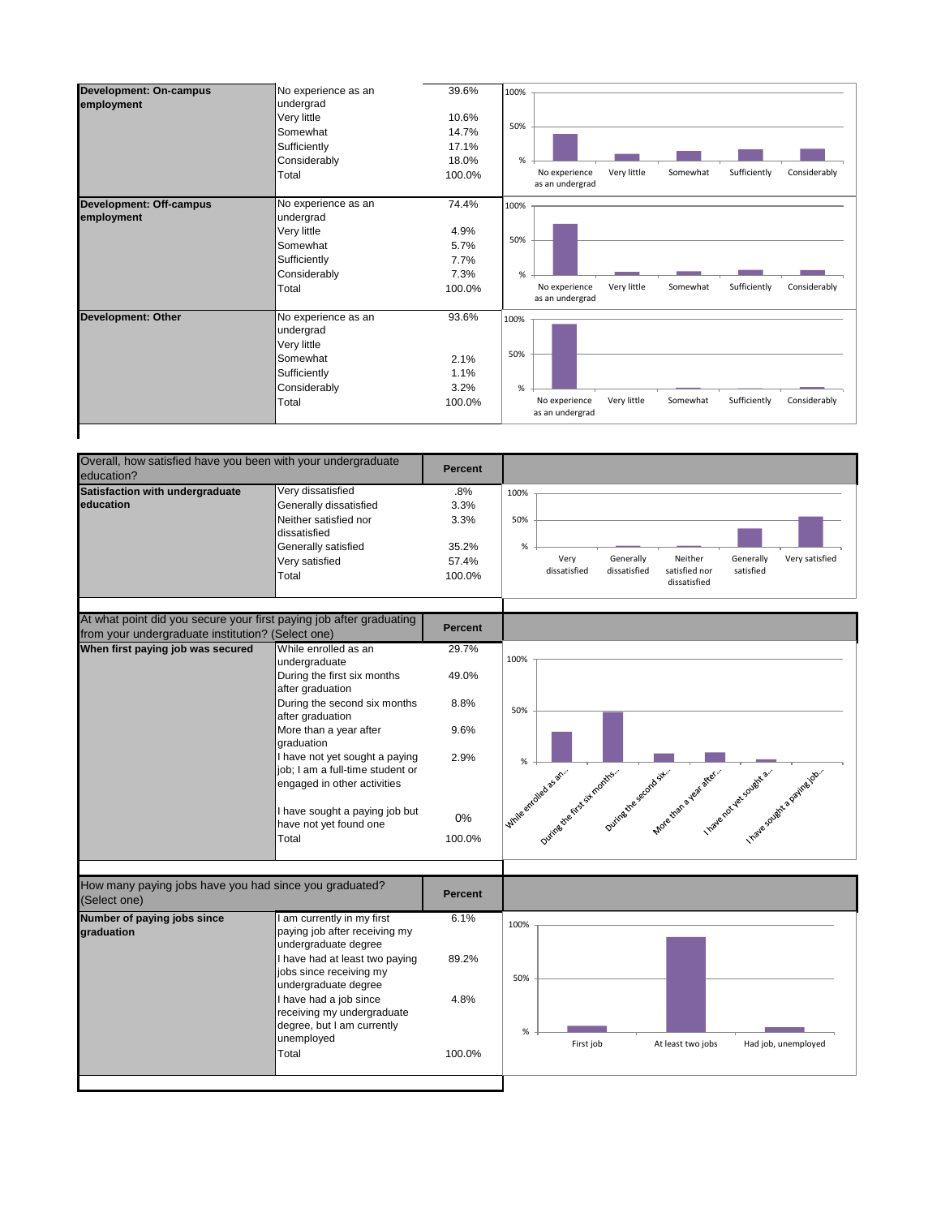| Development: On-campus employment | | |
|---|---|---|
| | No experience as an undergrad | 39.6% |
| | Very little | 10.6% |
| | Somewhat | 14.7% |
| | Sufficiently | 17.1% |
| | Considerably | 18.0% |
| | Total | 100.0% |

| Development: Off-campus employment | | |
|---|---|---|
| | No experience as an undergrad | 74.4% |
| | Very little | 4.9% |
| | Somewhat | 5.7% |
| | Sufficiently | 7.7% |
| | Considerably | 7.3% |
| | Total | 100.0% |

| Development: Other | | |
|---|---|---|
| | No experience as an undergrad | 93.6% |
| | Very little | |
| | Somewhat | 2.1% |
| | Sufficiently | 1.1% |
| | Considerably | 3.2% |
| | Total | 100.0% |

| Overall, how satisfied have you been with your undergraduate education? | | Percent |
|---|---|---|
| Satisfaction with undergraduate education | Very dissatisfied | .8% |
| | Generally dissatisfied | 3.3% |
| | Neither satisfied nor dissatisfied | 3.3% |
| | Generally satisfied | 35.2% |
| | Very satisfied | 57.4% |
| | Total | 100.0% |

| At what point did you secure your first paying job after graduating from your undergraduate institution? (Select one) | | Percent |
|---|---|---|
| When first paying job was secured | While enrolled as an undergraduate | 29.7% |
| | During the first six months after graduation | 49.0% |
| | During the second six months after graduation | 8.8% |
| | More than a year after graduation | 9.6% |
| | I have not yet sought a paying job; I am a full-time student or engaged in other activities | 2.9% |
| | I have sought a paying job but have not yet found one | 0% |
| | Total | 100.0% |

| How many paying jobs have you had since you graduated? (Select one) | | Percent |
|---|---|---|
| Number of paying jobs since graduation | I am currently in my first paying job after receiving my undergraduate degree | 6.1% |
| | I have had at least two paying jobs since receiving my undergraduate degree | 89.2% |
| | I have had a job since receiving my undergraduate degree, but I am currently unemployed | 4.8% |
| | Total | 100.0% |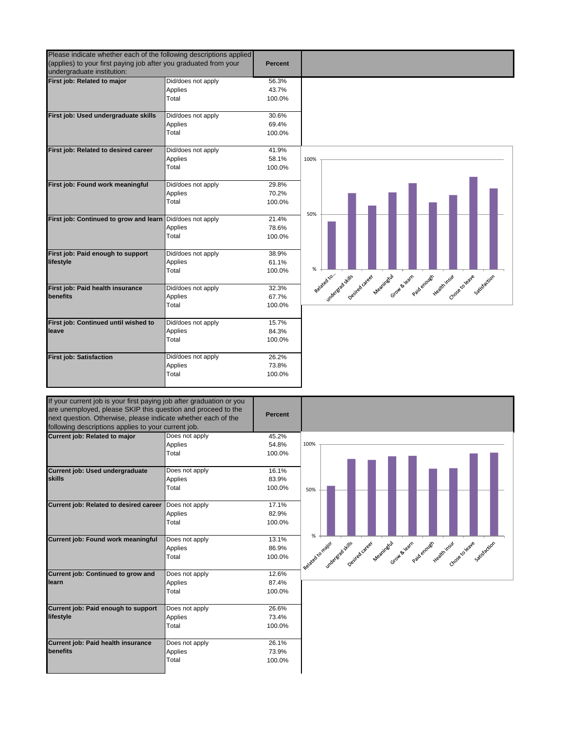| Please indicate whether each of the following descriptions applied (applies) to your first paying job after you graduated from your undergraduate institution: | | Percent |
|---|---|---|
| **First job: Related to major** | Did/does not apply | 56.3% |
| | Applies | 43.7% |
| | Total | 100.0% |
| **First job: Used undergraduate skills** | Did/does not apply | 30.6% |
| | Applies | 69.4% |
| | Total | 100.0% |
| **First job: Related to desired career** | Did/does not apply | 41.9% |
| | Applies | 58.1% |
| | Total | 100.0% |
| **First job: Found work meaningful** | Did/does not apply | 29.8% |
| | Applies | 70.2% |
| | Total | 100.0% |
| **First job: Continued to grow and learn** | Did/does not apply | 21.4% |
| | Applies | 78.6% |
| | Total | 100.0% |
| **First job: Paid enough to support lifestyle** | Did/does not apply | 38.9% |
| | Applies | 61.1% |
| | Total | 100.0% |
| **First job: Paid health insurance benefits** | Did/does not apply | 32.3% |
| | Applies | 67.7% |
| | Total | 100.0% |
| **First job: Continued until wished to leave** | Did/does not apply | 15.7% |
| | Applies | 84.3% |
| | Total | 100.0% |
| **First job: Satisfaction** | Did/does not apply | 26.2% |
| | Applies | 73.8% |
| | Total | 100.0% |

| If your current job is your first paying job after graduation or you are unemployed, please SKIP this question and proceed to the next question. Otherwise, please indicate whether each of the following descriptions applies to your current job. | | Percent |
|---|---|---|
| **Current job: Related to major** | Does not apply | 45.2% |
| | Applies | 54.8% |
| | Total | 100.0% |
| **Current job: Used undergraduate skills** | Does not apply | 16.1% |
| | Applies | 83.9% |
| | Total | 100.0% |
| **Current job: Related to desired career** | Does not apply | 17.1% |
| | Applies | 82.9% |
| | Total | 100.0% |
| **Current job: Found work meaningful** | Does not apply | 13.1% |
| | Applies | 86.9% |
| | Total | 100.0% |
| **Current job: Continued to grow and learn** | Does not apply | 12.6% |
| | Applies | 87.4% |
| | Total | 100.0% |
| **Current job: Paid enough to support lifestyle** | Does not apply | 26.6% |
| | Applies | 73.4% |
| | Total | 100.0% |
| **Current job: Paid health insurance benefits** | Does not apply | 26.1% |
| | Applies | 73.9% |
| | Total | 100.0% |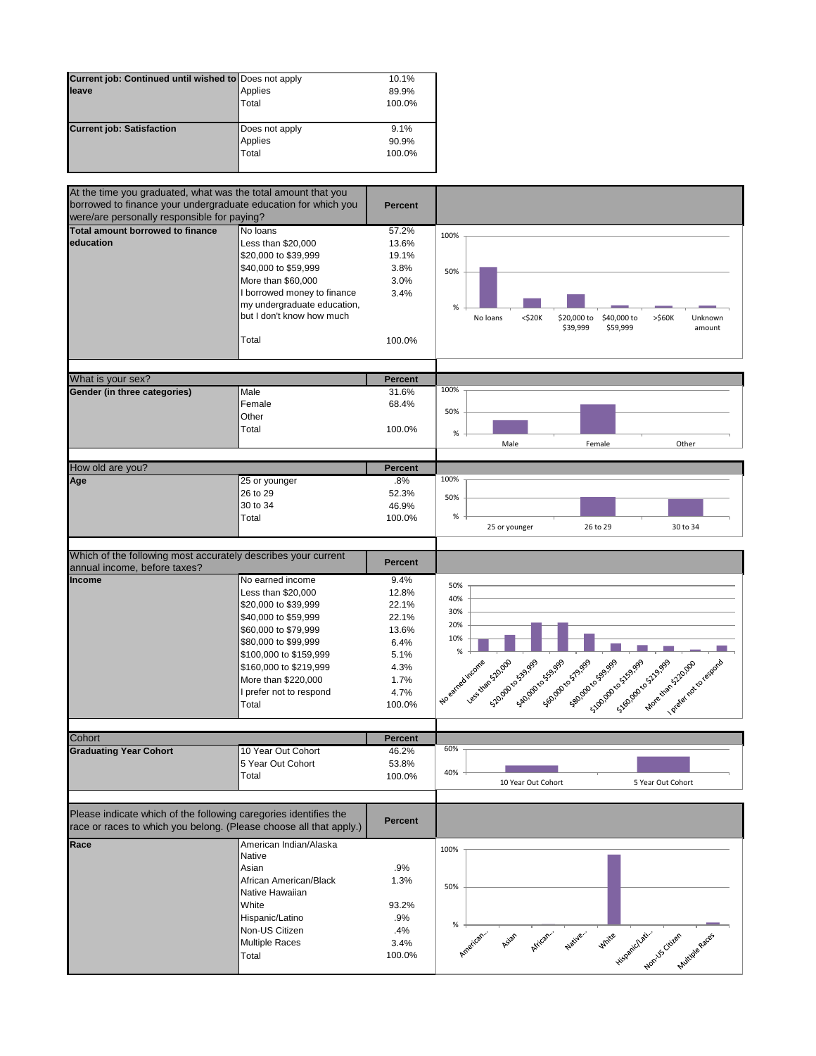| Current job: Continued until wished to leave | Does not apply | 10.1% |
| --- | --- | --- |
| | Applies | 89.9% |
| | Total | 100.0% |

| Current job: Satisfaction | Does not apply | 9.1% |
| --- | --- | --- |
| | Applies | 90.9% |
| | Total | 100.0% |

| At the time you graduated, what was the total amount that you borrowed to finance your undergraduate education for which you were/are personally responsible for paying? | | Percent |
| --- | --- | --- |
| Total amount borrowed to finance education | No loans | 57.2% |
| | Less than $20,000 | 13.6% |
| | $20,000 to $39,999 | 19.1% |
| | $40,000 to $59,999 | 3.8% |
| | More than $60,000 | 3.0% |
| | I borrowed money to finance my undergraduate education, but I don't know how much | 3.4% |
| | Total | 100.0% |

| What is your sex? | | Percent |
| --- | --- | --- |
| Gender (in three categories) | Male | 31.6% |
| | Female | 68.4% |
| | Other | |
| | Total | 100.0% |

| How old are you? | | Percent |
| --- | --- | --- |
| Age | 25 or younger | .8% |
| | 26 to 29 | 52.3% |
| | 30 to 34 | 46.9% |
| | Total | 100.0% |

| Which of the following most accurately describes your current annual income, before taxes? | | Percent |
| --- | --- | --- |
| Income | No earned income | 9.4% |
| | Less than $20,000 | 12.8% |
| | $20,000 to $39,999 | 22.1% |
| | $40,000 to $59,999 | 22.1% |
| | $60,000 to $79,999 | 13.6% |
| | $80,000 to $99,999 | 6.4% |
| | $100,000 to $159,999 | 5.1% |
| | $160,000 to $219,999 | 4.3% |
| | More than $220,000 | 1.7% |
| | I prefer not to respond | 4.7% |
| | Total | 100.0% |

| Cohort | | Percent |
| --- | --- | --- |
| Graduating Year Cohort | 10 Year Out Cohort | 46.2% |
| | 5 Year Out Cohort | 53.8% |
| | Total | 100.0% |

| Please indicate which of the following caregories identifies the race or races to which you belong. (Please choose all that apply.) | | Percent |
| --- | --- | --- |
| Race | American Indian/Alaska Native | |
| | Asian | .9% |
| | African American/Black | 1.3% |
| | Native Hawaiian | |
| | White | 93.2% |
| | Hispanic/Latino | .9% |
| | Non-US Citizen | .4% |
| | Multiple Races | 3.4% |
| | Total | 100.0% |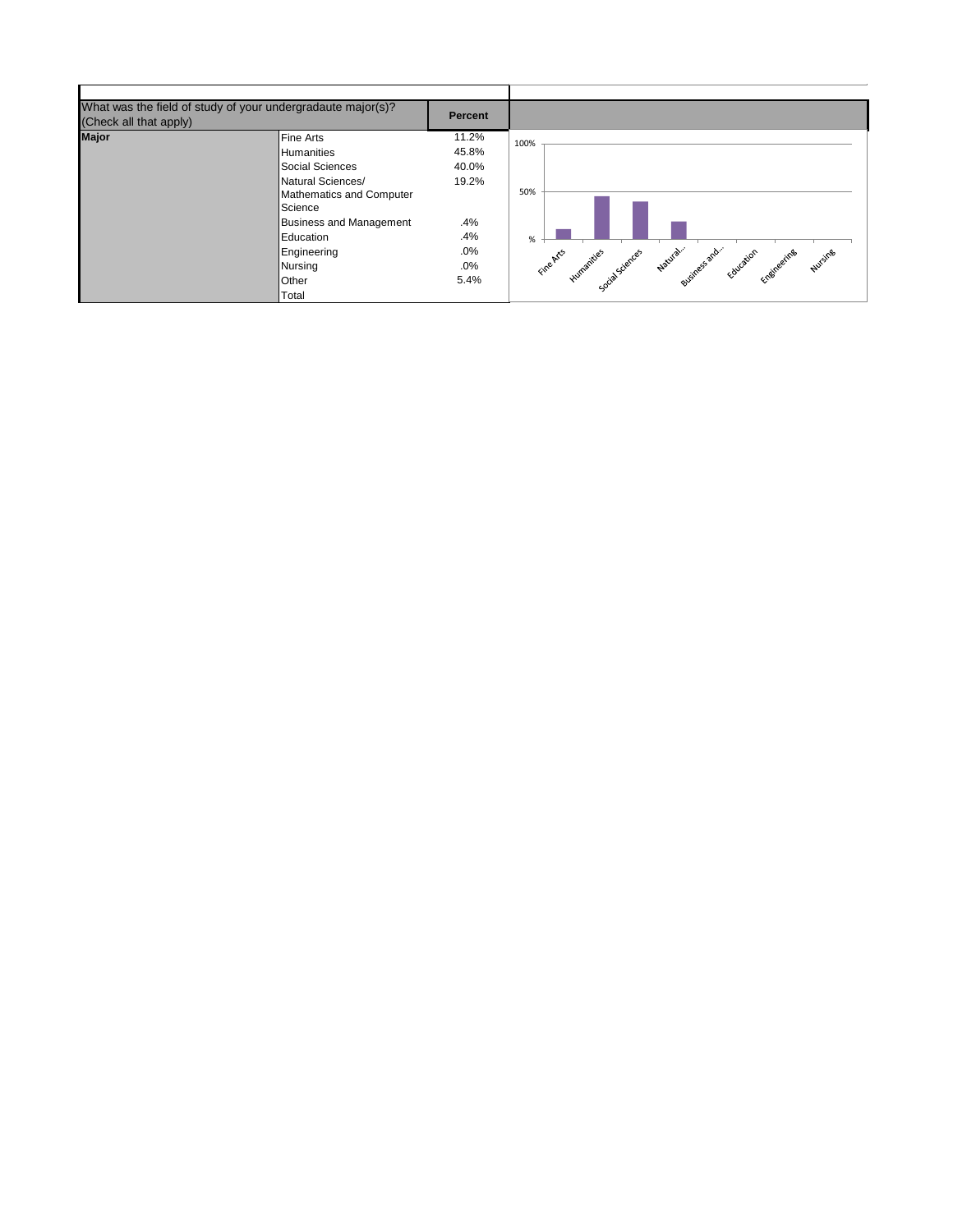| What was the field of study of your undergradaute major(s)? (Check all that apply) | | Percent |
|---|---|---|
| Major | Fine Arts | 11.2% |
| | Humanities | 45.8% |
| | Social Sciences | 40.0% |
| | Natural Sciences/ Mathematics and Computer Science | 19.2% |
| | Business and Management | .4% |
| | Education | .4% |
| | Engineering | .0% |
| | Nursing | .0% |
| | Other | 5.4% |
| | Total | |

100%

50%

%

Fine Arts

Humanities

Social Sciences

Natural...

Business and...

Education

Engineering

Nursing